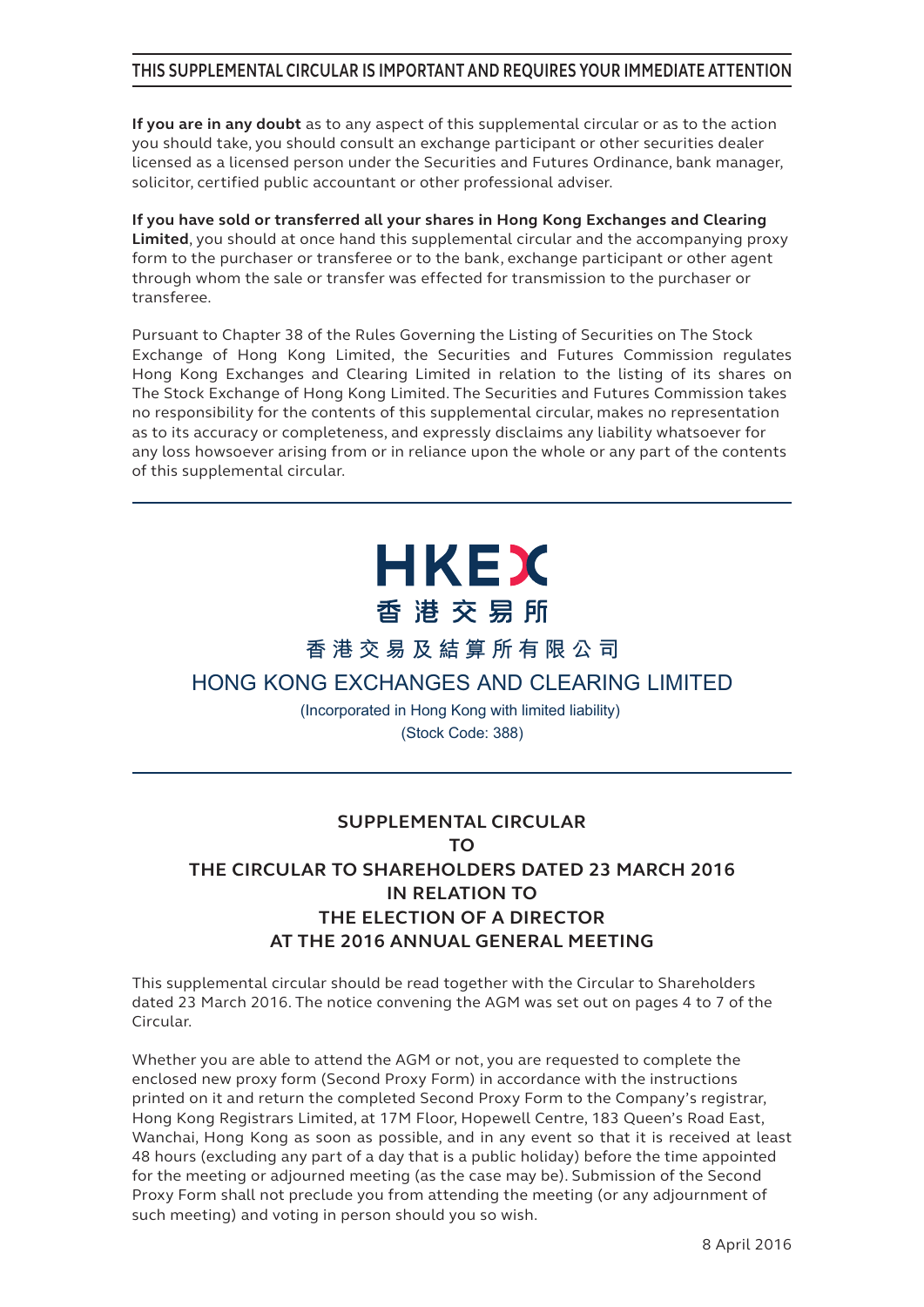**THIS SUPPLEMENTAL CIRCULAR IS IMPORTANT AND REQUIRES YOUR IMMEDIATE ATTENTION**

**If you are in any doubt** as to any aspect of this supplemental circular or as to the action you should take, you should consult an exchange participant or other securities dealer licensed as a licensed person under the Securities and Futures Ordinance, bank manager, solicitor, certified public accountant or other professional adviser.

**If you have sold or transferred all your shares in Hong Kong Exchanges and Clearing Limited**, you should at once hand this supplemental circular and the accompanying proxy form to the purchaser or transferee or to the bank, exchange participant or other agent through whom the sale or transfer was effected for transmission to the purchaser or transferee.

Pursuant to Chapter 38 of the Rules Governing the Listing of Securities on The Stock Exchange of Hong Kong Limited, the Securities and Futures Commission regulates Hong Kong Exchanges and Clearing Limited in relation to the listing of its shares on The Stock Exchange of Hong Kong Limited. The Securities and Futures Commission takes no responsibility for the contents of this supplemental circular, makes no representation as to its accuracy or completeness, and expressly disclaims any liability whatsoever for any loss howsoever arising from or in reliance upon the whole or any part of the contents of this supplemental circular.

HKEX
香港交易所

香港交易及結算所有限公司

HONG KONG EXCHANGES AND CLEARING LIMITED

(Incorporated in Hong Kong with limited liability)

(Stock Code: 388)

# SUPPLEMENTAL CIRCULAR TO THE CIRCULAR TO SHAREHOLDERS DATED 23 MARCH 2016 IN RELATION TO THE ELECTION OF A DIRECTOR AT THE 2016 ANNUAL GENERAL MEETING

This supplemental circular should be read together with the Circular to Shareholders dated 23 March 2016. The notice convening the AGM was set out on pages 4 to 7 of the Circular.

Whether you are able to attend the AGM or not, you are requested to complete the enclosed new proxy form (Second Proxy Form) in accordance with the instructions printed on it and return the completed Second Proxy Form to the Company's registrar, Hong Kong Registrars Limited, at 17M Floor, Hopewell Centre, 183 Queen's Road East, Wanchai, Hong Kong as soon as possible, and in any event so that it is received at least 48 hours (excluding any part of a day that is a public holiday) before the time appointed for the meeting or adjourned meeting (as the case may be). Submission of the Second Proxy Form shall not preclude you from attending the meeting (or any adjournment of such meeting) and voting in person should you so wish.

8 April 2016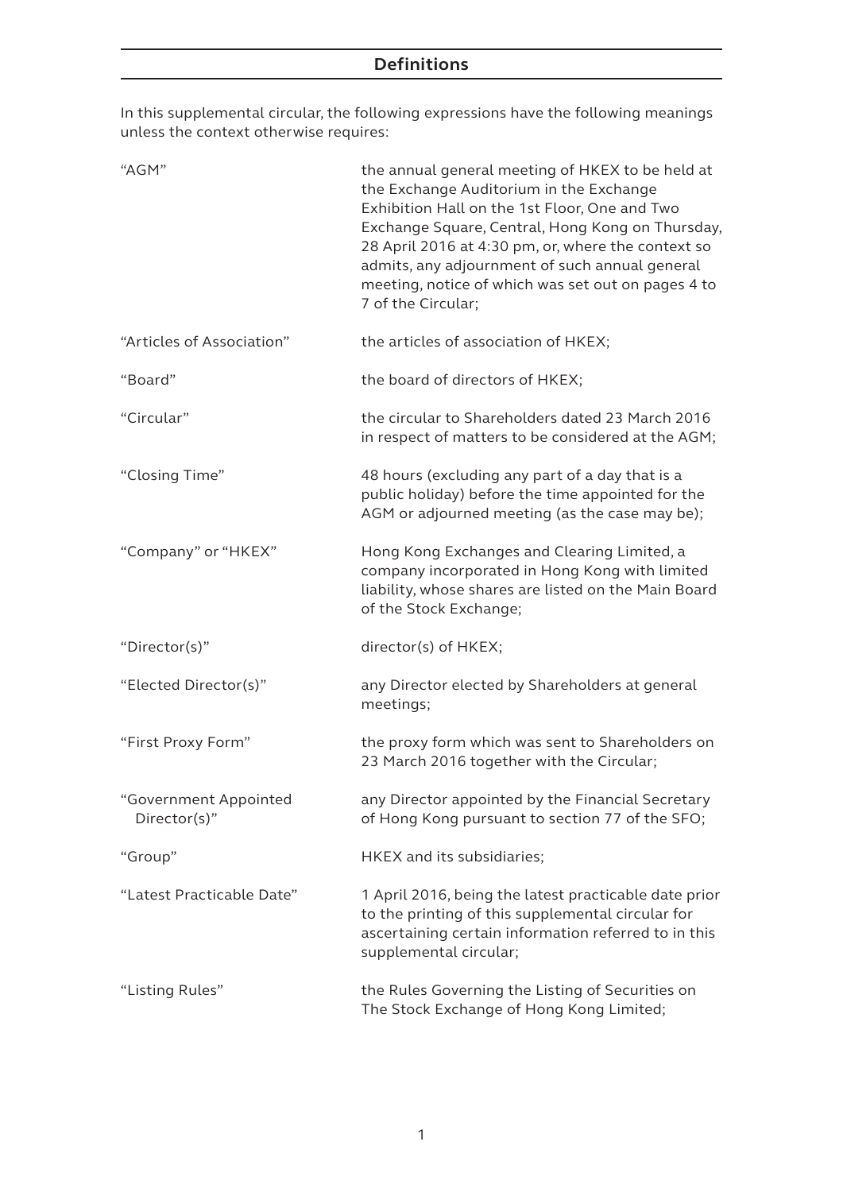# Definitions

In this supplemental circular, the following expressions have the following meanings unless the context otherwise requires:

| | |
|---|---|
| "AGM" | the annual general meeting of HKEX to be held at the Exchange Auditorium in the Exchange Exhibition Hall on the 1st Floor, One and Two Exchange Square, Central, Hong Kong on Thursday, 28 April 2016 at 4:30 pm, or, where the context so admits, any adjournment of such annual general meeting, notice of which was set out on pages 4 to 7 of the Circular; |
| "Articles of Association" | the articles of association of HKEX; |
| "Board" | the board of directors of HKEX; |
| "Circular" | the circular to Shareholders dated 23 March 2016 in respect of matters to be considered at the AGM; |
| "Closing Time" | 48 hours (excluding any part of a day that is a public holiday) before the time appointed for the AGM or adjourned meeting (as the case may be); |
| "Company" or "HKEX" | Hong Kong Exchanges and Clearing Limited, a company incorporated in Hong Kong with limited liability, whose shares are listed on the Main Board of the Stock Exchange; |
| "Director(s)" | director(s) of HKEX; |
| "Elected Director(s)" | any Director elected by Shareholders at general meetings; |
| "First Proxy Form" | the proxy form which was sent to Shareholders on 23 March 2016 together with the Circular; |
| "Government Appointed Director(s)" | any Director appointed by the Financial Secretary of Hong Kong pursuant to section 77 of the SFO; |
| "Group" | HKEX and its subsidiaries; |
| "Latest Practicable Date" | 1 April 2016, being the latest practicable date prior to the printing of this supplemental circular for ascertaining certain information referred to in this supplemental circular; |
| "Listing Rules" | the Rules Governing the Listing of Securities on The Stock Exchange of Hong Kong Limited; |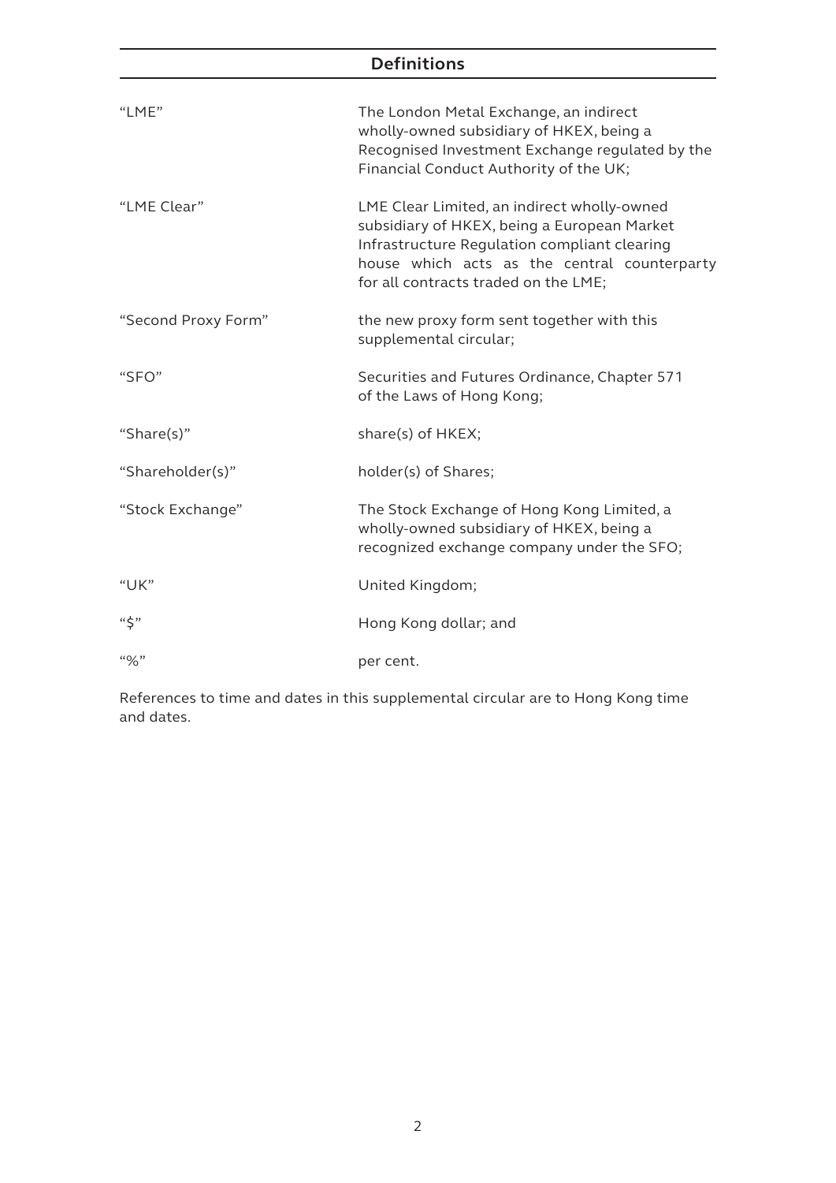## Definitions

| | |
|---|---|
| "LME" | The London Metal Exchange, an indirect wholly-owned subsidiary of HKEX, being a Recognised Investment Exchange regulated by the Financial Conduct Authority of the UK; |
| "LME Clear" | LME Clear Limited, an indirect wholly-owned subsidiary of HKEX, being a European Market Infrastructure Regulation compliant clearing house which acts as the central counterparty for all contracts traded on the LME; |
| "Second Proxy Form" | the new proxy form sent together with this supplemental circular; |
| "SFO" | Securities and Futures Ordinance, Chapter 571 of the Laws of Hong Kong; |
| "Share(s)" | share(s) of HKEX; |
| "Shareholder(s)" | holder(s) of Shares; |
| "Stock Exchange" | The Stock Exchange of Hong Kong Limited, a wholly-owned subsidiary of HKEX, being a recognized exchange company under the SFO; |
| "UK" | United Kingdom; |
| "$" | Hong Kong dollar; and |
| "%" | per cent. |

References to time and dates in this supplemental circular are to Hong Kong time and dates.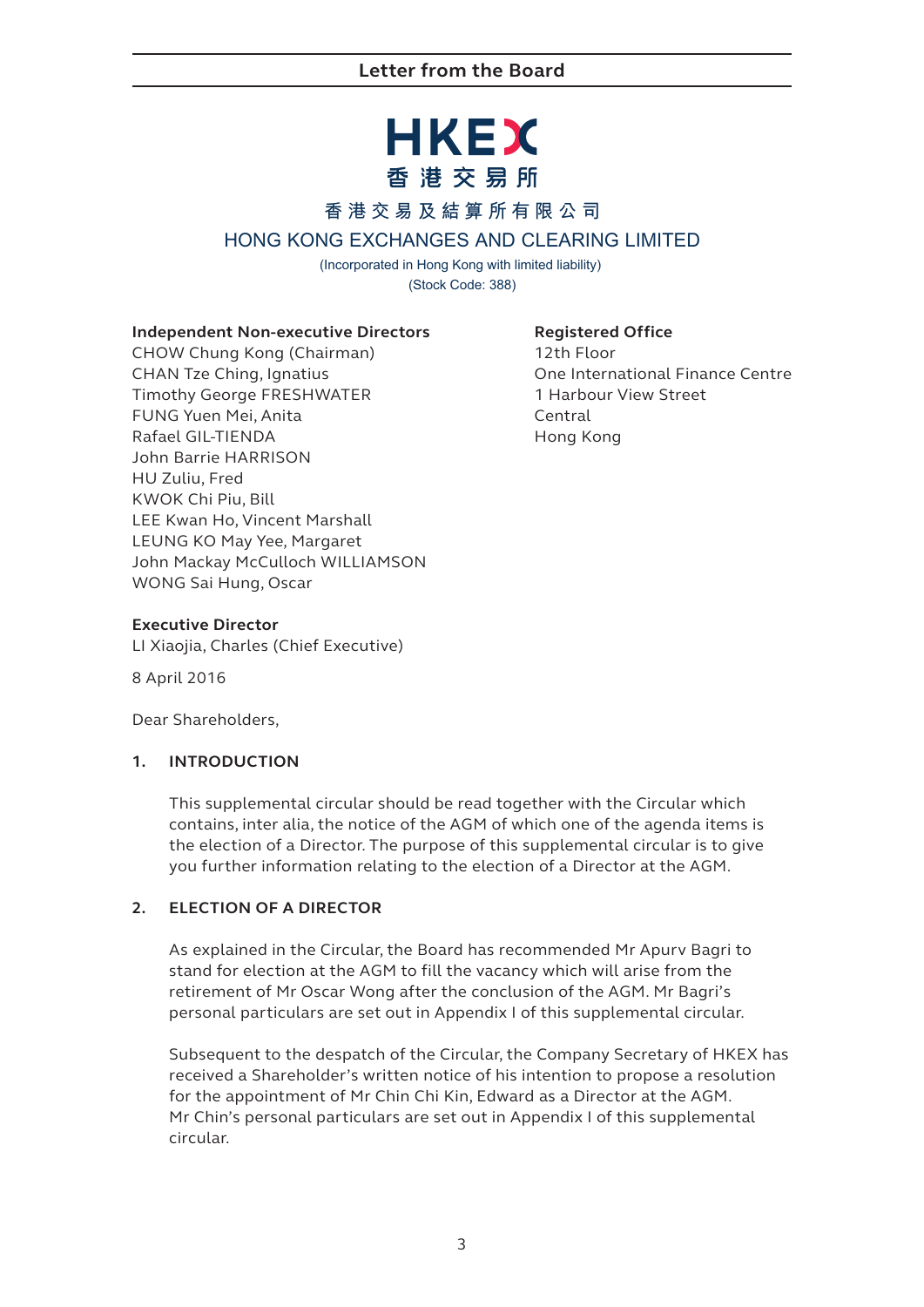## Letter from the Board

# HKEX
# 香港交易所

香港交易及結算所有限公司

HONG KONG EXCHANGES AND CLEARING LIMITED

(Incorporated in Hong Kong with limited liability)
(Stock Code: 388)

**Independent Non-executive Directors**
CHOW Chung Kong (Chairman)
CHAN Tze Ching, Ignatius
Timothy George FRESHWATER
FUNG Yuen Mei, Anita
Rafael GIL-TIENDA
John Barrie HARRISON
HU Zuliu, Fred
KWOK Chi Piu, Bill
LEE Kwan Ho, Vincent Marshall
LEUNG KO May Yee, Margaret
John Mackay McCulloch WILLIAMSON
WONG Sai Hung, Oscar

**Executive Director**
LI Xiaojia, Charles (Chief Executive)

**Registered Office**
12th Floor
One International Finance Centre
1 Harbour View Street
Central
Hong Kong

8 April 2016

Dear Shareholders,

### 1. INTRODUCTION

This supplemental circular should be read together with the Circular which contains, inter alia, the notice of the AGM of which one of the agenda items is the election of a Director. The purpose of this supplemental circular is to give you further information relating to the election of a Director at the AGM.

### 2. ELECTION OF A DIRECTOR

As explained in the Circular, the Board has recommended Mr Apurv Bagri to stand for election at the AGM to fill the vacancy which will arise from the retirement of Mr Oscar Wong after the conclusion of the AGM. Mr Bagri's personal particulars are set out in Appendix I of this supplemental circular.

Subsequent to the despatch of the Circular, the Company Secretary of HKEX has received a Shareholder's written notice of his intention to propose a resolution for the appointment of Mr Chin Chi Kin, Edward as a Director at the AGM. Mr Chin's personal particulars are set out in Appendix I of this supplemental circular.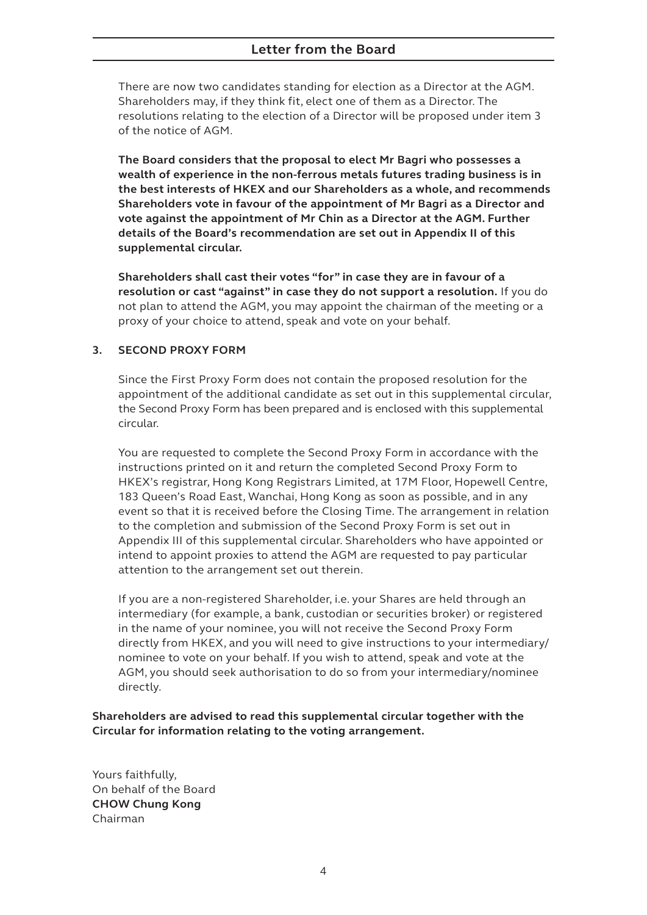There are now two candidates standing for election as a Director at the AGM. Shareholders may, if they think fit, elect one of them as a Director. The resolutions relating to the election of a Director will be proposed under item 3 of the notice of AGM.

**The Board considers that the proposal to elect Mr Bagri who possesses a wealth of experience in the non-ferrous metals futures trading business is in the best interests of HKEX and our Shareholders as a whole, and recommends Shareholders vote in favour of the appointment of Mr Bagri as a Director and vote against the appointment of Mr Chin as a Director at the AGM. Further details of the Board's recommendation are set out in Appendix II of this supplemental circular.**

**Shareholders shall cast their votes "for" in case they are in favour of a resolution or cast "against" in case they do not support a resolution.** If you do not plan to attend the AGM, you may appoint the chairman of the meeting or a proxy of your choice to attend, speak and vote on your behalf.

## 3. SECOND PROXY FORM

Since the First Proxy Form does not contain the proposed resolution for the appointment of the additional candidate as set out in this supplemental circular, the Second Proxy Form has been prepared and is enclosed with this supplemental circular.

You are requested to complete the Second Proxy Form in accordance with the instructions printed on it and return the completed Second Proxy Form to HKEX's registrar, Hong Kong Registrars Limited, at 17M Floor, Hopewell Centre, 183 Queen's Road East, Wanchai, Hong Kong as soon as possible, and in any event so that it is received before the Closing Time. The arrangement in relation to the completion and submission of the Second Proxy Form is set out in Appendix III of this supplemental circular. Shareholders who have appointed or intend to appoint proxies to attend the AGM are requested to pay particular attention to the arrangement set out therein.

If you are a non-registered Shareholder, i.e. your Shares are held through an intermediary (for example, a bank, custodian or securities broker) or registered in the name of your nominee, you will not receive the Second Proxy Form directly from HKEX, and you will need to give instructions to your intermediary/nominee to vote on your behalf. If you wish to attend, speak and vote at the AGM, you should seek authorisation to do so from your intermediary/nominee directly.

**Shareholders are advised to read this supplemental circular together with the Circular for information relating to the voting arrangement.**

Yours faithfully,
On behalf of the Board
**CHOW Chung Kong**
Chairman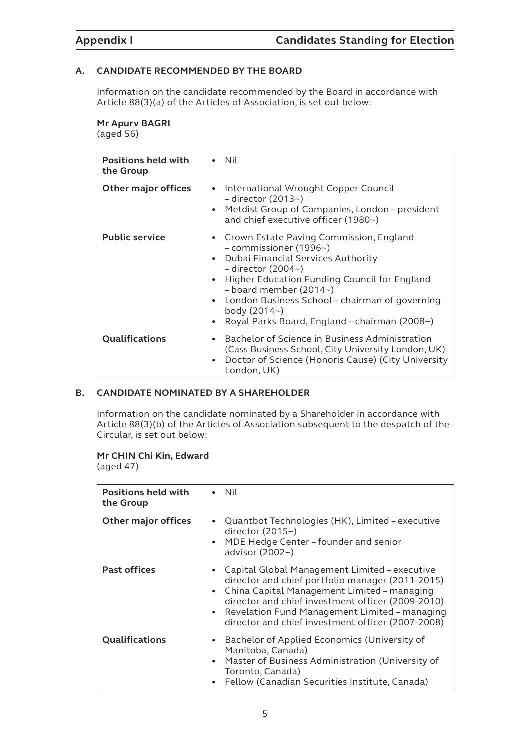# Appendix I — Candidates Standing for Election

## A. CANDIDATE RECOMMENDED BY THE BOARD

Information on the candidate recommended by the Board in accordance with Article 88(3)(a) of the Articles of Association, is set out below:

**Mr Apurv BAGRI**
(aged 56)

| | |
|---|---|
| **Positions held with the Group** | • Nil |
| **Other major offices** | • International Wrought Copper Council – director (2013~)<br>• Metdist Group of Companies, London – president and chief executive officer (1980~) |
| **Public service** | • Crown Estate Paving Commission, England – commissioner (1996~)<br>• Dubai Financial Services Authority – director (2004~)<br>• Higher Education Funding Council for England – board member (2014~)<br>• London Business School – chairman of governing body (2014~)<br>• Royal Parks Board, England – chairman (2008~) |
| **Qualifications** | • Bachelor of Science in Business Administration (Cass Business School, City University London, UK)<br>• Doctor of Science (Honoris Cause) (City University London, UK) |

## B. CANDIDATE NOMINATED BY A SHAREHOLDER

Information on the candidate nominated by a Shareholder in accordance with Article 88(3)(b) of the Articles of Association subsequent to the despatch of the Circular, is set out below:

**Mr CHIN Chi Kin, Edward**
(aged 47)

| | |
|---|---|
| **Positions held with the Group** | • Nil |
| **Other major offices** | • Quantbot Technologies (HK), Limited – executive director (2015~)<br>• MDE Hedge Center – founder and senior advisor (2002~) |
| **Past offices** | • Capital Global Management Limited – executive director and chief portfolio manager (2011-2015)<br>• China Capital Management Limited – managing director and chief investment officer (2009-2010)<br>• Revelation Fund Management Limited – managing director and chief investment officer (2007-2008) |
| **Qualifications** | • Bachelor of Applied Economics (University of Manitoba, Canada)<br>• Master of Business Administration (University of Toronto, Canada)<br>• Fellow (Canadian Securities Institute, Canada) |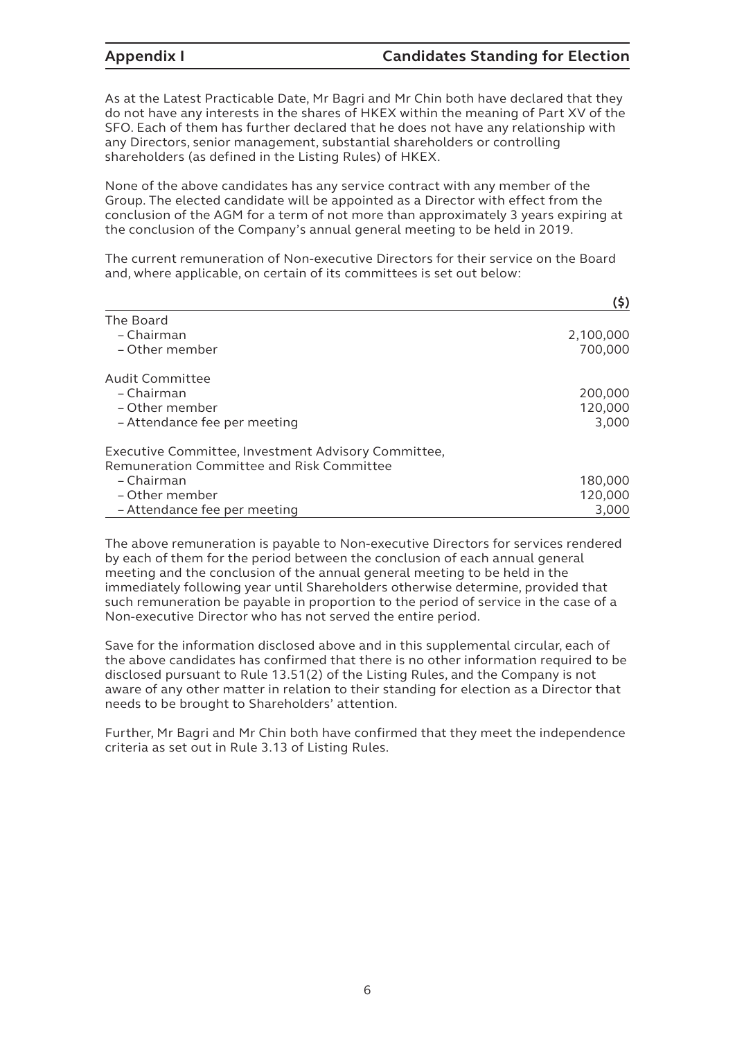As at the Latest Practicable Date, Mr Bagri and Mr Chin both have declared that they do not have any interests in the shares of HKEX within the meaning of Part XV of the SFO. Each of them has further declared that he does not have any relationship with any Directors, senior management, substantial shareholders or controlling shareholders (as defined in the Listing Rules) of HKEX.

None of the above candidates has any service contract with any member of the Group. The elected candidate will be appointed as a Director with effect from the conclusion of the AGM for a term of not more than approximately 3 years expiring at the conclusion of the Company's annual general meeting to be held in 2019.

The current remuneration of Non-executive Directors for their service on the Board and, where applicable, on certain of its committees is set out below:

| | **($)** |
|---|---|
| The Board | |
| – Chairman | 2,100,000 |
| – Other member | 700,000 |
| Audit Committee | |
| – Chairman | 200,000 |
| – Other member | 120,000 |
| – Attendance fee per meeting | 3,000 |
| Executive Committee, Investment Advisory Committee, Remuneration Committee and Risk Committee | |
| – Chairman | 180,000 |
| – Other member | 120,000 |
| – Attendance fee per meeting | 3,000 |

The above remuneration is payable to Non-executive Directors for services rendered by each of them for the period between the conclusion of each annual general meeting and the conclusion of the annual general meeting to be held in the immediately following year until Shareholders otherwise determine, provided that such remuneration be payable in proportion to the period of service in the case of a Non-executive Director who has not served the entire period.

Save for the information disclosed above and in this supplemental circular, each of the above candidates has confirmed that there is no other information required to be disclosed pursuant to Rule 13.51(2) of the Listing Rules, and the Company is not aware of any other matter in relation to their standing for election as a Director that needs to be brought to Shareholders' attention.

Further, Mr Bagri and Mr Chin both have confirmed that they meet the independence criteria as set out in Rule 3.13 of Listing Rules.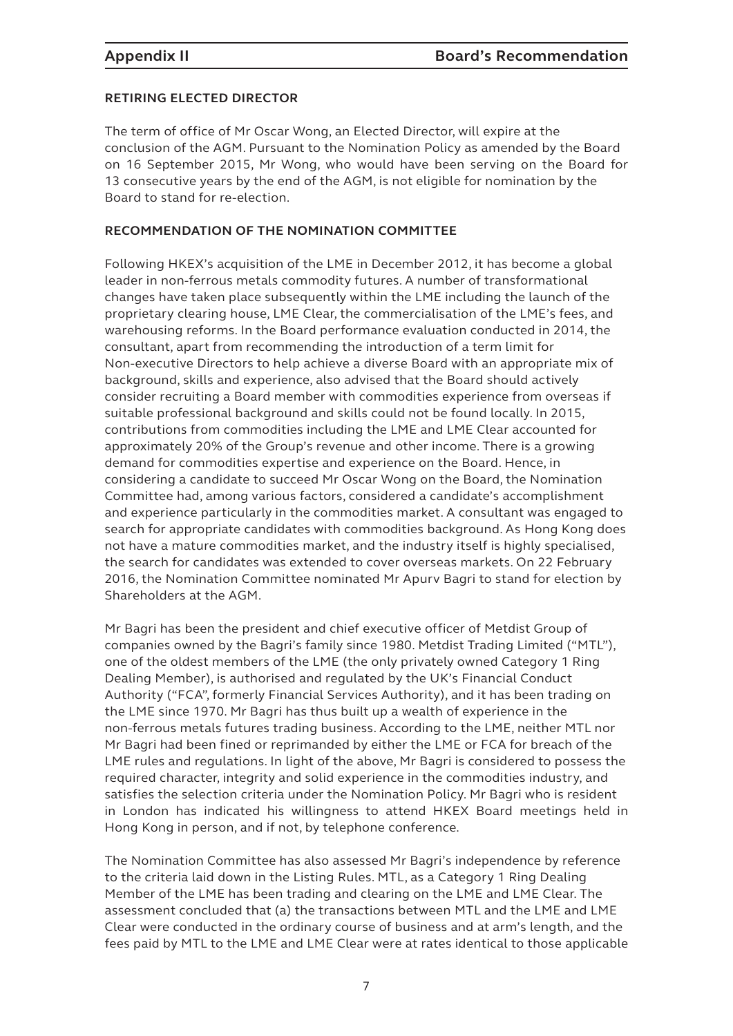## RETIRING ELECTED DIRECTOR

The term of office of Mr Oscar Wong, an Elected Director, will expire at the conclusion of the AGM. Pursuant to the Nomination Policy as amended by the Board on 16 September 2015, Mr Wong, who would have been serving on the Board for 13 consecutive years by the end of the AGM, is not eligible for nomination by the Board to stand for re-election.

## RECOMMENDATION OF THE NOMINATION COMMITTEE

Following HKEX's acquisition of the LME in December 2012, it has become a global leader in non-ferrous metals commodity futures. A number of transformational changes have taken place subsequently within the LME including the launch of the proprietary clearing house, LME Clear, the commercialisation of the LME's fees, and warehousing reforms. In the Board performance evaluation conducted in 2014, the consultant, apart from recommending the introduction of a term limit for Non-executive Directors to help achieve a diverse Board with an appropriate mix of background, skills and experience, also advised that the Board should actively consider recruiting a Board member with commodities experience from overseas if suitable professional background and skills could not be found locally. In 2015, contributions from commodities including the LME and LME Clear accounted for approximately 20% of the Group's revenue and other income. There is a growing demand for commodities expertise and experience on the Board. Hence, in considering a candidate to succeed Mr Oscar Wong on the Board, the Nomination Committee had, among various factors, considered a candidate's accomplishment and experience particularly in the commodities market. A consultant was engaged to search for appropriate candidates with commodities background. As Hong Kong does not have a mature commodities market, and the industry itself is highly specialised, the search for candidates was extended to cover overseas markets. On 22 February 2016, the Nomination Committee nominated Mr Apurv Bagri to stand for election by Shareholders at the AGM.

Mr Bagri has been the president and chief executive officer of Metdist Group of companies owned by the Bagri's family since 1980. Metdist Trading Limited ("MTL"), one of the oldest members of the LME (the only privately owned Category 1 Ring Dealing Member), is authorised and regulated by the UK's Financial Conduct Authority ("FCA", formerly Financial Services Authority), and it has been trading on the LME since 1970. Mr Bagri has thus built up a wealth of experience in the non-ferrous metals futures trading business. According to the LME, neither MTL nor Mr Bagri had been fined or reprimanded by either the LME or FCA for breach of the LME rules and regulations. In light of the above, Mr Bagri is considered to possess the required character, integrity and solid experience in the commodities industry, and satisfies the selection criteria under the Nomination Policy. Mr Bagri who is resident in London has indicated his willingness to attend HKEX Board meetings held in Hong Kong in person, and if not, by telephone conference.

The Nomination Committee has also assessed Mr Bagri's independence by reference to the criteria laid down in the Listing Rules. MTL, as a Category 1 Ring Dealing Member of the LME has been trading and clearing on the LME and LME Clear. The assessment concluded that (a) the transactions between MTL and the LME and LME Clear were conducted in the ordinary course of business and at arm's length, and the fees paid by MTL to the LME and LME Clear were at rates identical to those applicable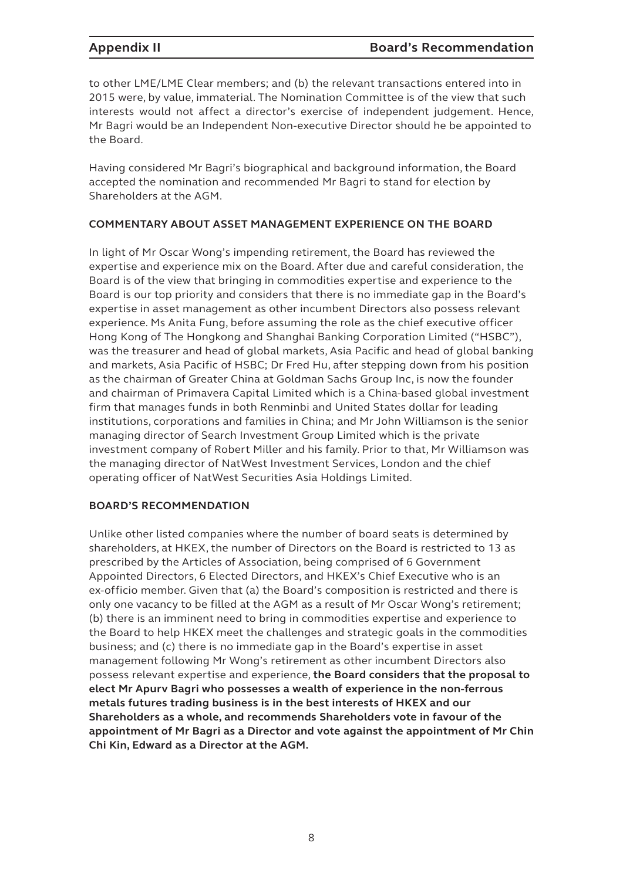to other LME/LME Clear members; and (b) the relevant transactions entered into in 2015 were, by value, immaterial. The Nomination Committee is of the view that such interests would not affect a director's exercise of independent judgement. Hence, Mr Bagri would be an Independent Non-executive Director should he be appointed to the Board.

Having considered Mr Bagri's biographical and background information, the Board accepted the nomination and recommended Mr Bagri to stand for election by Shareholders at the AGM.

### COMMENTARY ABOUT ASSET MANAGEMENT EXPERIENCE ON THE BOARD

In light of Mr Oscar Wong's impending retirement, the Board has reviewed the expertise and experience mix on the Board. After due and careful consideration, the Board is of the view that bringing in commodities expertise and experience to the Board is our top priority and considers that there is no immediate gap in the Board's expertise in asset management as other incumbent Directors also possess relevant experience. Ms Anita Fung, before assuming the role as the chief executive officer Hong Kong of The Hongkong and Shanghai Banking Corporation Limited ("HSBC"), was the treasurer and head of global markets, Asia Pacific and head of global banking and markets, Asia Pacific of HSBC; Dr Fred Hu, after stepping down from his position as the chairman of Greater China at Goldman Sachs Group Inc, is now the founder and chairman of Primavera Capital Limited which is a China-based global investment firm that manages funds in both Renminbi and United States dollar for leading institutions, corporations and families in China; and Mr John Williamson is the senior managing director of Search Investment Group Limited which is the private investment company of Robert Miller and his family. Prior to that, Mr Williamson was the managing director of NatWest Investment Services, London and the chief operating officer of NatWest Securities Asia Holdings Limited.

### BOARD'S RECOMMENDATION

Unlike other listed companies where the number of board seats is determined by shareholders, at HKEX, the number of Directors on the Board is restricted to 13 as prescribed by the Articles of Association, being comprised of 6 Government Appointed Directors, 6 Elected Directors, and HKEX's Chief Executive who is an ex-officio member. Given that (a) the Board's composition is restricted and there is only one vacancy to be filled at the AGM as a result of Mr Oscar Wong's retirement; (b) there is an imminent need to bring in commodities expertise and experience to the Board to help HKEX meet the challenges and strategic goals in the commodities business; and (c) there is no immediate gap in the Board's expertise in asset management following Mr Wong's retirement as other incumbent Directors also possess relevant expertise and experience, **the Board considers that the proposal to elect Mr Apurv Bagri who possesses a wealth of experience in the non-ferrous metals futures trading business is in the best interests of HKEX and our Shareholders as a whole, and recommends Shareholders vote in favour of the appointment of Mr Bagri as a Director and vote against the appointment of Mr Chin Chi Kin, Edward as a Director at the AGM.**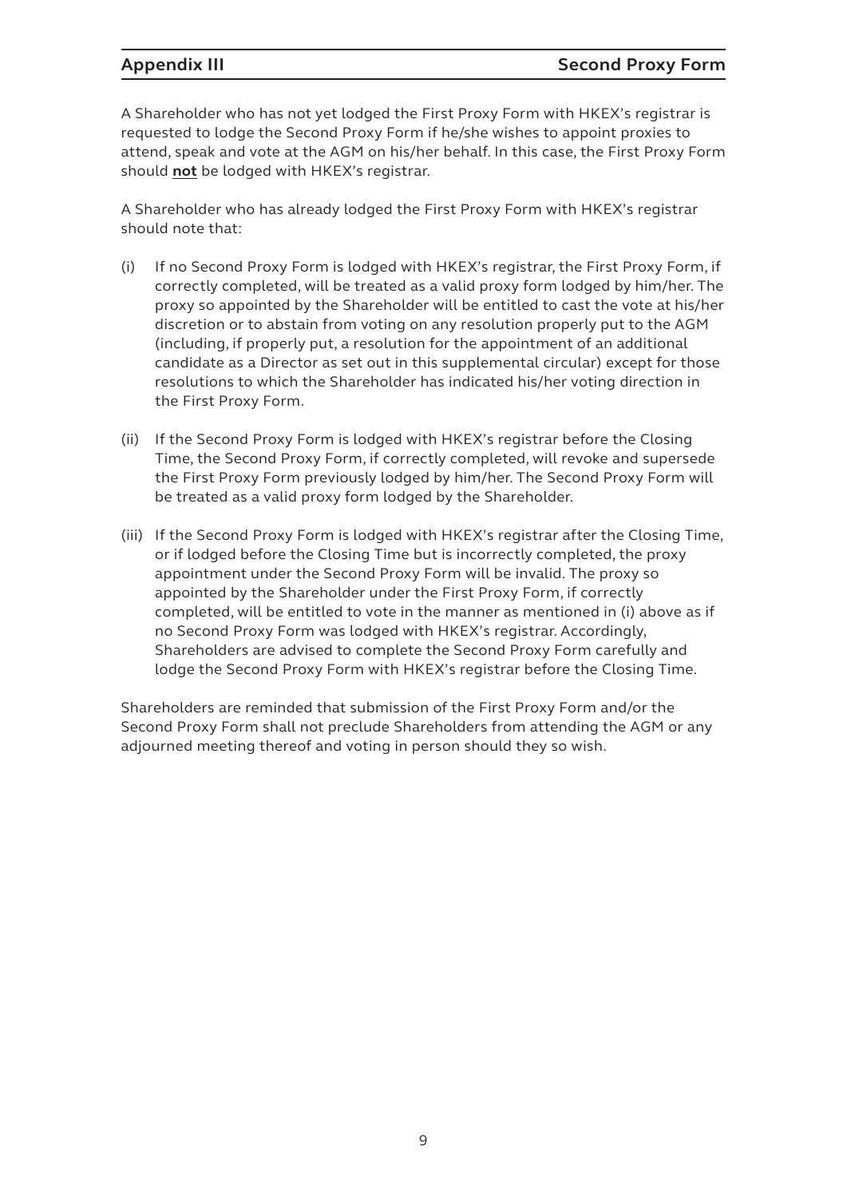A Shareholder who has not yet lodged the First Proxy Form with HKEX's registrar is requested to lodge the Second Proxy Form if he/she wishes to appoint proxies to attend, speak and vote at the AGM on his/her behalf. In this case, the First Proxy Form should **not** be lodged with HKEX's registrar.

A Shareholder who has already lodged the First Proxy Form with HKEX's registrar should note that:

(i) If no Second Proxy Form is lodged with HKEX's registrar, the First Proxy Form, if correctly completed, will be treated as a valid proxy form lodged by him/her. The proxy so appointed by the Shareholder will be entitled to cast the vote at his/her discretion or to abstain from voting on any resolution properly put to the AGM (including, if properly put, a resolution for the appointment of an additional candidate as a Director as set out in this supplemental circular) except for those resolutions to which the Shareholder has indicated his/her voting direction in the First Proxy Form.

(ii) If the Second Proxy Form is lodged with HKEX's registrar before the Closing Time, the Second Proxy Form, if correctly completed, will revoke and supersede the First Proxy Form previously lodged by him/her. The Second Proxy Form will be treated as a valid proxy form lodged by the Shareholder.

(iii) If the Second Proxy Form is lodged with HKEX's registrar after the Closing Time, or if lodged before the Closing Time but is incorrectly completed, the proxy appointment under the Second Proxy Form will be invalid. The proxy so appointed by the Shareholder under the First Proxy Form, if correctly completed, will be entitled to vote in the manner as mentioned in (i) above as if no Second Proxy Form was lodged with HKEX's registrar. Accordingly, Shareholders are advised to complete the Second Proxy Form carefully and lodge the Second Proxy Form with HKEX's registrar before the Closing Time.

Shareholders are reminded that submission of the First Proxy Form and/or the Second Proxy Form shall not preclude Shareholders from attending the AGM or any adjourned meeting thereof and voting in person should they so wish.